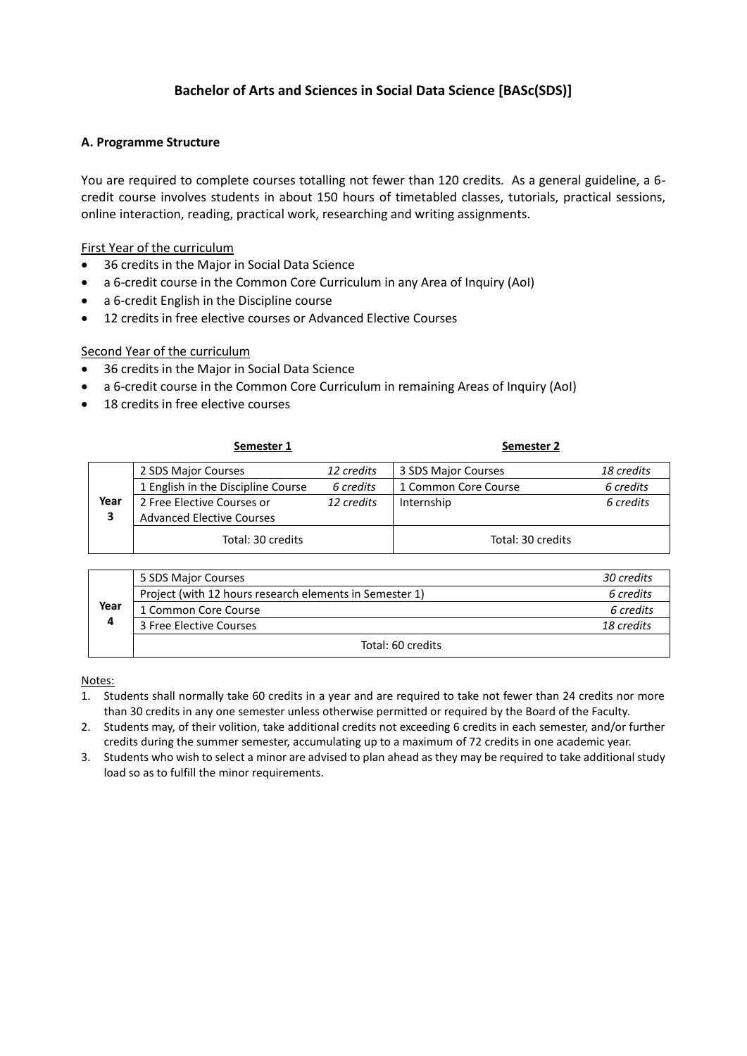# Bachelor of Arts and Sciences in Social Data Science [BASc(SDS)]

## A. Programme Structure

You are required to complete courses totalling not fewer than 120 credits. As a general guideline, a 6-credit course involves students in about 150 hours of timetabled classes, tutorials, practical sessions, online interaction, reading, practical work, researching and writing assignments.

First Year of the curriculum

- 36 credits in the Major in Social Data Science
- a 6-credit course in the Common Core Curriculum in any Area of Inquiry (AoI)
- a 6-credit English in the Discipline course
- 12 credits in free elective courses or Advanced Elective Courses

Second Year of the curriculum

- 36 credits in the Major in Social Data Science
- a 6-credit course in the Common Core Curriculum in remaining Areas of Inquiry (AoI)
- 18 credits in free elective courses

| | Semester 1 | | Semester 2 | |
|---|---|---|---|---|
| Year 3 | 2 SDS Major Courses | *12 credits* | 3 SDS Major Courses | *18 credits* |
| | 1 English in the Discipline Course | *6 credits* | 1 Common Core Course | *6 credits* |
| | 2 Free Elective Courses or Advanced Elective Courses | *12 credits* | Internship | *6 credits* |
| | Total: 30 credits | | Total: 30 credits | |

| | | |
|---|---|---|
| Year 4 | 5 SDS Major Courses | *30 credits* |
| | Project (with 12 hours research elements in Semester 1) | *6 credits* |
| | 1 Common Core Course | *6 credits* |
| | 3 Free Elective Courses | *18 credits* |
| | Total: 60 credits | |

Notes:

1. Students shall normally take 60 credits in a year and are required to take not fewer than 24 credits nor more than 30 credits in any one semester unless otherwise permitted or required by the Board of the Faculty.
2. Students may, of their volition, take additional credits not exceeding 6 credits in each semester, and/or further credits during the summer semester, accumulating up to a maximum of 72 credits in one academic year.
3. Students who wish to select a minor are advised to plan ahead as they may be required to take additional study load so as to fulfill the minor requirements.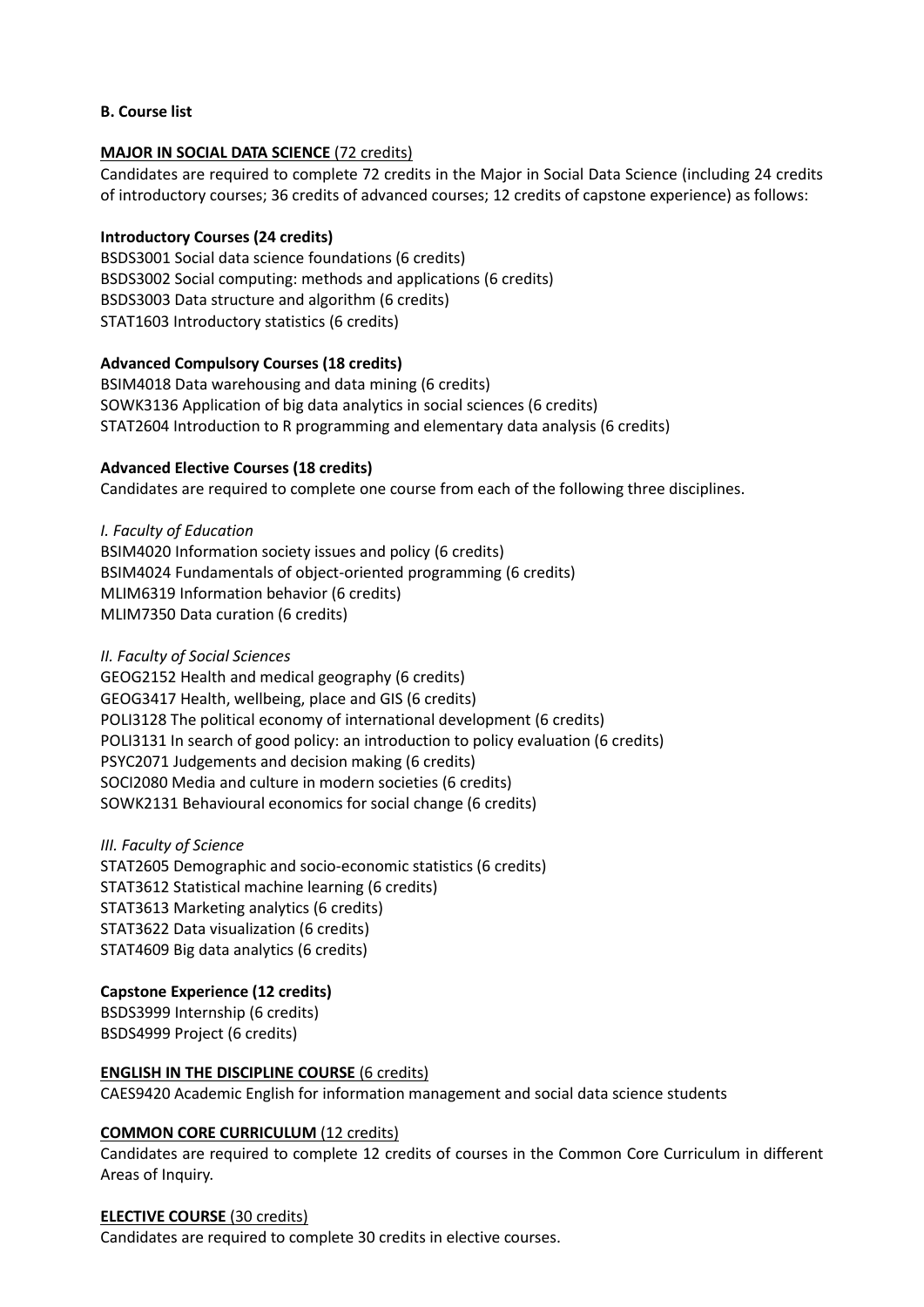**B. Course list**

**MAJOR IN SOCIAL DATA SCIENCE** (72 credits)

Candidates are required to complete 72 credits in the Major in Social Data Science (including 24 credits of introductory courses; 36 credits of advanced courses; 12 credits of capstone experience) as follows:

**Introductory Courses (24 credits)**

BSDS3001 Social data science foundations (6 credits)
BSDS3002 Social computing: methods and applications (6 credits)
BSDS3003 Data structure and algorithm (6 credits)
STAT1603 Introductory statistics (6 credits)

**Advanced Compulsory Courses (18 credits)**

BSIM4018 Data warehousing and data mining (6 credits)
SOWK3136 Application of big data analytics in social sciences (6 credits)
STAT2604 Introduction to R programming and elementary data analysis (6 credits)

**Advanced Elective Courses (18 credits)**

Candidates are required to complete one course from each of the following three disciplines.

*I. Faculty of Education*

BSIM4020 Information society issues and policy (6 credits)
BSIM4024 Fundamentals of object-oriented programming (6 credits)
MLIM6319 Information behavior (6 credits)
MLIM7350 Data curation (6 credits)

*II. Faculty of Social Sciences*

GEOG2152 Health and medical geography (6 credits)
GEOG3417 Health, wellbeing, place and GIS (6 credits)
POLI3128 The political economy of international development (6 credits)
POLI3131 In search of good policy: an introduction to policy evaluation (6 credits)
PSYC2071 Judgements and decision making (6 credits)
SOCI2080 Media and culture in modern societies (6 credits)
SOWK2131 Behavioural economics for social change (6 credits)

*III. Faculty of Science*

STAT2605 Demographic and socio-economic statistics (6 credits)
STAT3612 Statistical machine learning (6 credits)
STAT3613 Marketing analytics (6 credits)
STAT3622 Data visualization (6 credits)
STAT4609 Big data analytics (6 credits)

**Capstone Experience (12 credits)**

BSDS3999 Internship (6 credits)
BSDS4999 Project (6 credits)

**ENGLISH IN THE DISCIPLINE COURSE** (6 credits)

CAES9420 Academic English for information management and social data science students

**COMMON CORE CURRICULUM** (12 credits)

Candidates are required to complete 12 credits of courses in the Common Core Curriculum in different Areas of Inquiry.

**ELECTIVE COURSE** (30 credits)

Candidates are required to complete 30 credits in elective courses.